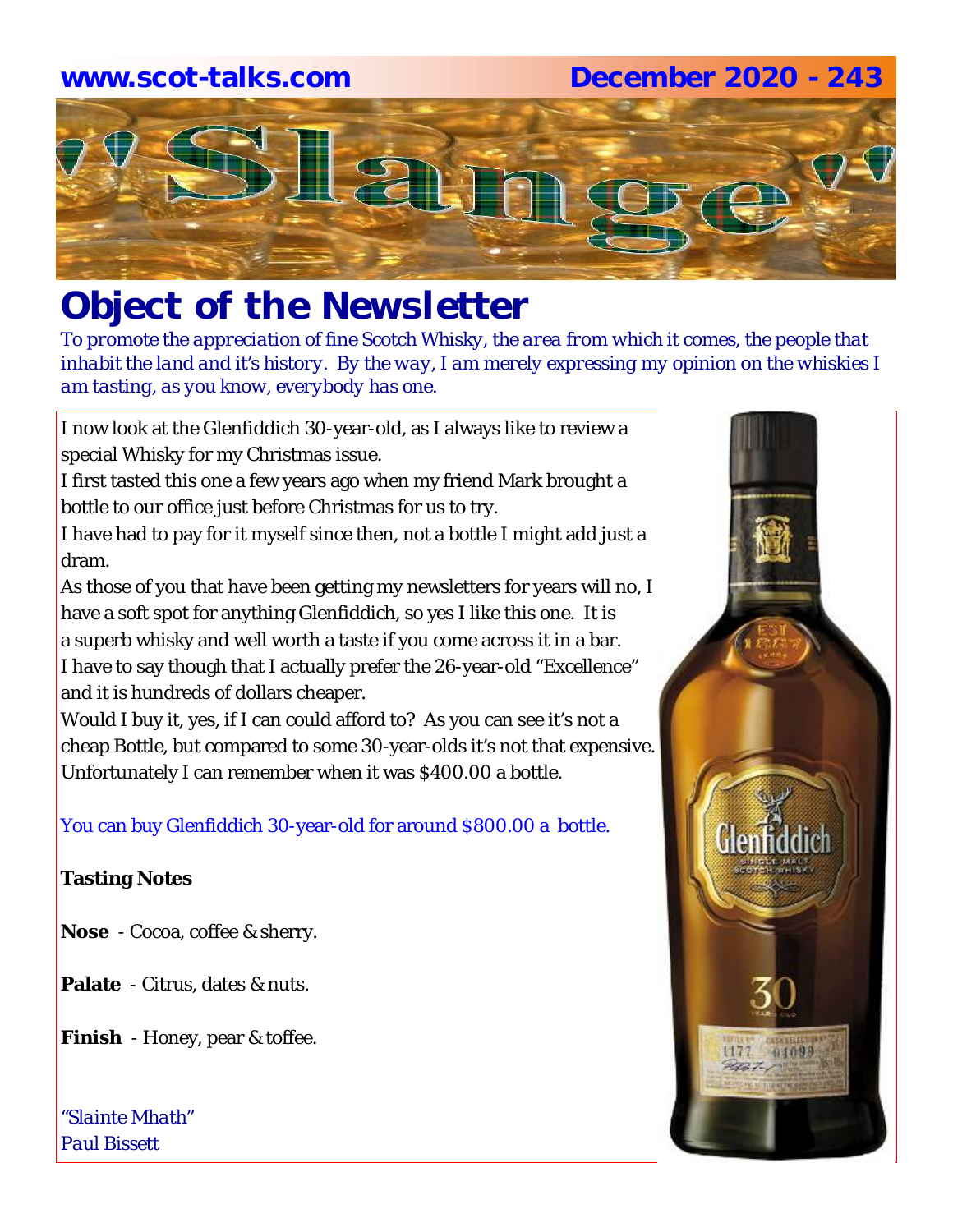www.scot-talks.com December 2020 - 243

# "Slange"

## Object of the Newsletter

*To promote the appreciation of fine Scotch Whisky, the area from which it comes, the people that inhabit the land and it's history. By the way, I am merely expressing my opinion on the whiskies I am tasting, as you know, everybody has one.*

I now look at the Glenfiddich 30-year-old, as I always like to review a special Whisky for my Christmas issue.
I first tasted this one a few years ago when my friend Mark brought a bottle to our office just before Christmas for us to try.
I have had to pay for it myself since then, not a bottle I might add just a dram.
As those of you that have been getting my newsletters for years will no, I have a soft spot for anything Glenfiddich, so yes I like this one. It is a superb whisky and well worth a taste if you come across it in a bar.
I have to say though that I actually prefer the 26-year-old "Excellence" and it is hundreds of dollars cheaper.
Would I buy it, yes, if I can could afford to? As you can see it's not a cheap Bottle, but compared to some 30-year-olds it's not that expensive.
Unfortunately I can remember when it was $400.00 a bottle.

You can buy Glenfiddich 30-year-old for around $800.00 a bottle.

**Tasting Notes**

**Nose** - Cocoa, coffee & sherry.

**Palate** - Citrus, dates & nuts.

**Finish** - Honey, pear & toffee.

*"Slainte Mhath"*
*Paul Bissett*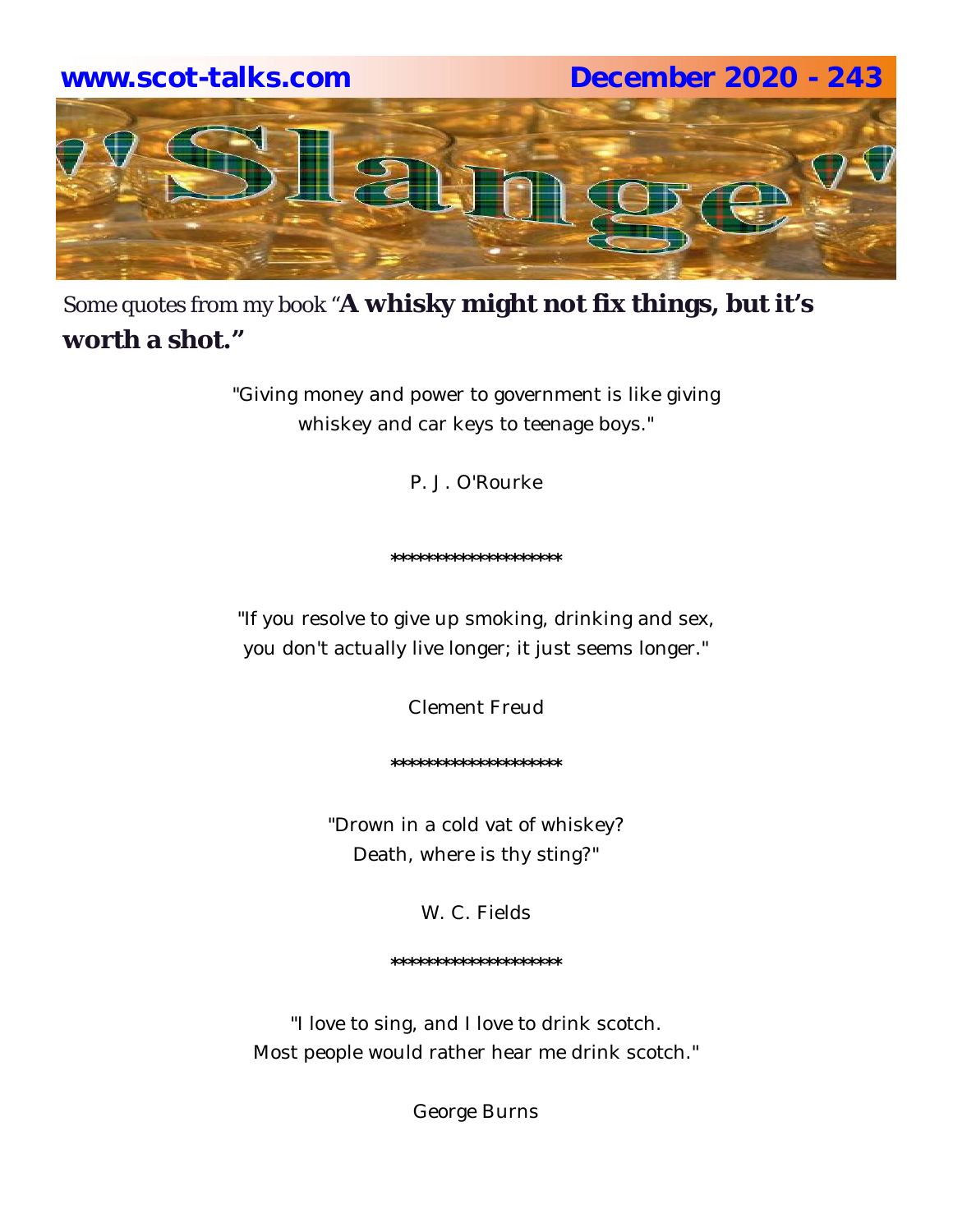Some quotes from my book "**A whisky might not fix things, but it's worth a shot."**

"Giving money and power to government is like giving whiskey and car keys to teenage boys."

P. J. O'Rourke

********************

"If you resolve to give up smoking, drinking and sex, you don't actually live longer; it just seems longer."

Clement Freud

********************

"Drown in a cold vat of whiskey? Death, where is thy sting?"

W. C. Fields

********************

"I love to sing, and I love to drink scotch. Most people would rather hear me drink scotch."

George Burns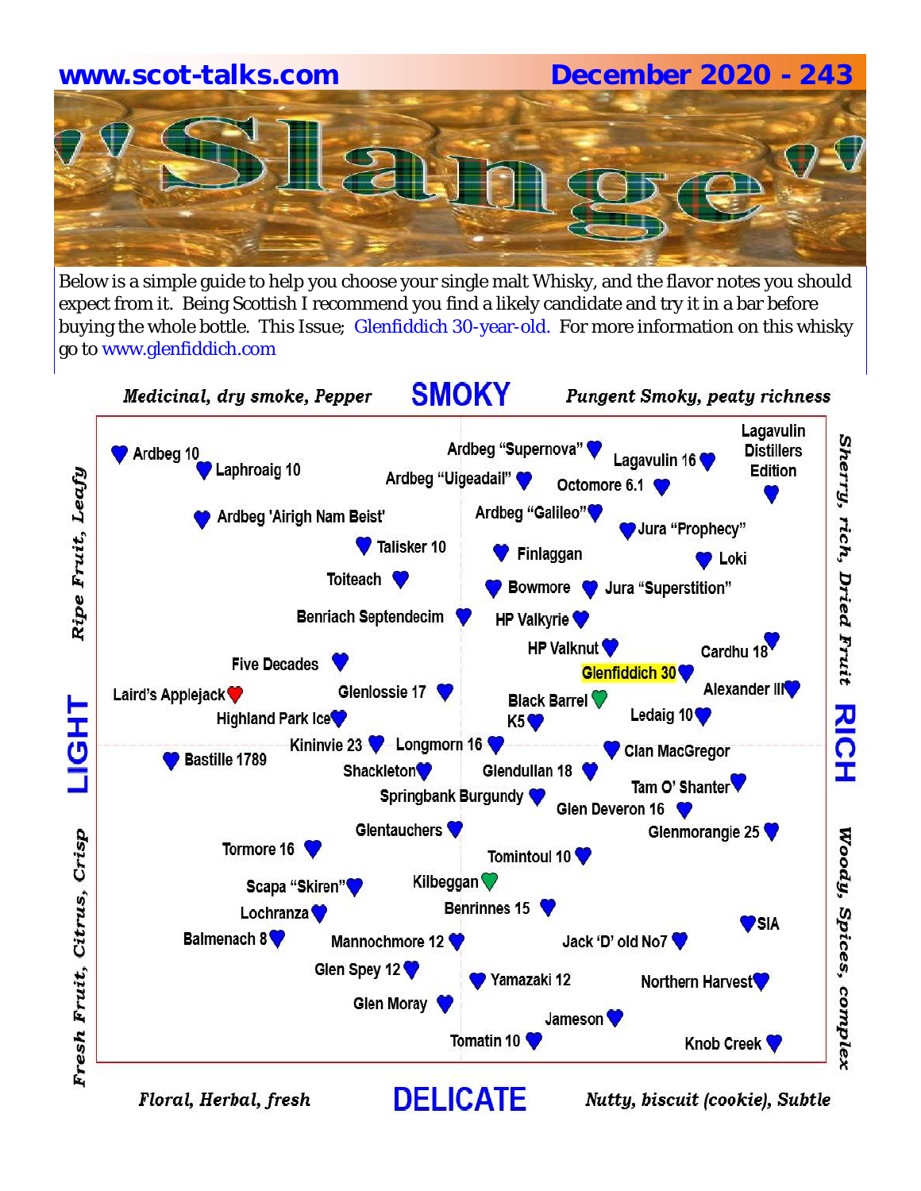www.scot-talks.com December 2020 - 243

# "Slange"

Below is a simple guide to help you choose your single malt Whisky, and the flavor notes you should expect from it. Being Scottish I recommend you find a likely candidate and try it in a bar before buying the whole bottle. This Issue; Glenfiddich 30-year-old. For more information on this whisky go to www.glenfiddich.com

*Medicinal, dry smoke, Pepper* **SMOKY** *Pungent Smoky, peaty richness*

Ardbeg 10, Laphroaig 10, Ardbeg "Supernova", Ardbeg "Uigeadail", Lagavulin 16, Octomore 6.1, Lagavulin Distillers Edition, Ardbeg 'Airigh Nam Beist', Ardbeg "Galileo", Jura "Prophecy", Talisker 10, Finlaggan, Loki, Toiteach, Bowmore, Jura "Superstition", Benriach Septendecim, HP Valkyrie, HP Valknut, Cardhu 18, Five Decades, Glenfiddich 30, Laird's Applejack, Glenlossie 17, Black Barrel, Alexander III, Highland Park Ice, K5, Ledaig 10, Kininvie 23, Longmorn 16, Clan MacGregor, Bastille 1789, Shackleton, Glendullan 18, Tam O' Shanter, Springbank Burgundy, Glen Deveron 16, Glentauchers, Glenmorangie 25, Tormore 16, Tomintoul 10, Scapa "Skiren", Kilbeggan, Lochranza, Benrinnes 15, SIA, Balmenach 8, Mannochmore 12, Jack 'D' old No7, Glen Spey 12, Yamazaki 12, Northern Harvest, Glen Moray, Jameson, Tomatin 10, Knob Creek

*Ripe Fruit, Leafy* **LIGHT** *Fresh Fruit, Citrus, Crisp*

*Sherry, rich, Dried Fruit* **RICH** *Woody, Spices, complex*

*Floral, Herbal, fresh* **DELICATE** *Nutty, biscuit (cookie), Subtle*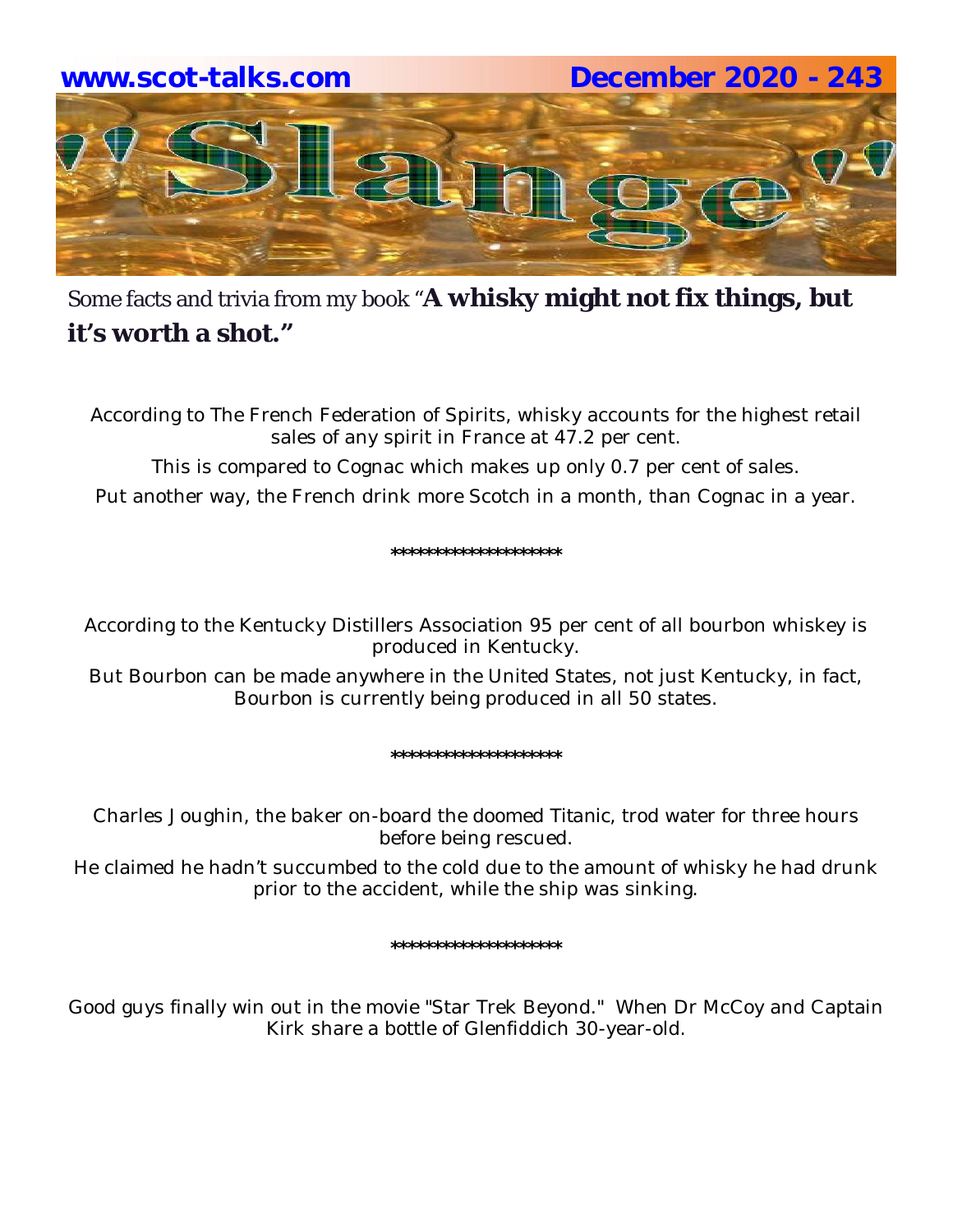Some facts and trivia from my book "**A whisky might not fix things, but it's worth a shot."**

According to The French Federation of Spirits, whisky accounts for the highest retail sales of any spirit in France at 47.2 per cent.

This is compared to Cognac which makes up only 0.7 per cent of sales.

Put another way, the French drink more Scotch in a month, than Cognac in a year.

********************

According to the Kentucky Distillers Association 95 per cent of all bourbon whiskey is produced in Kentucky.

But Bourbon can be made anywhere in the United States, not just Kentucky, in fact, Bourbon is currently being produced in all 50 states.

********************

Charles Joughin, the baker on-board the doomed Titanic, trod water for three hours before being rescued.

He claimed he hadn't succumbed to the cold due to the amount of whisky he had drunk prior to the accident, while the ship was sinking.

********************

Good guys finally win out in the movie "Star Trek Beyond." When Dr McCoy and Captain Kirk share a bottle of Glenfiddich 30-year-old.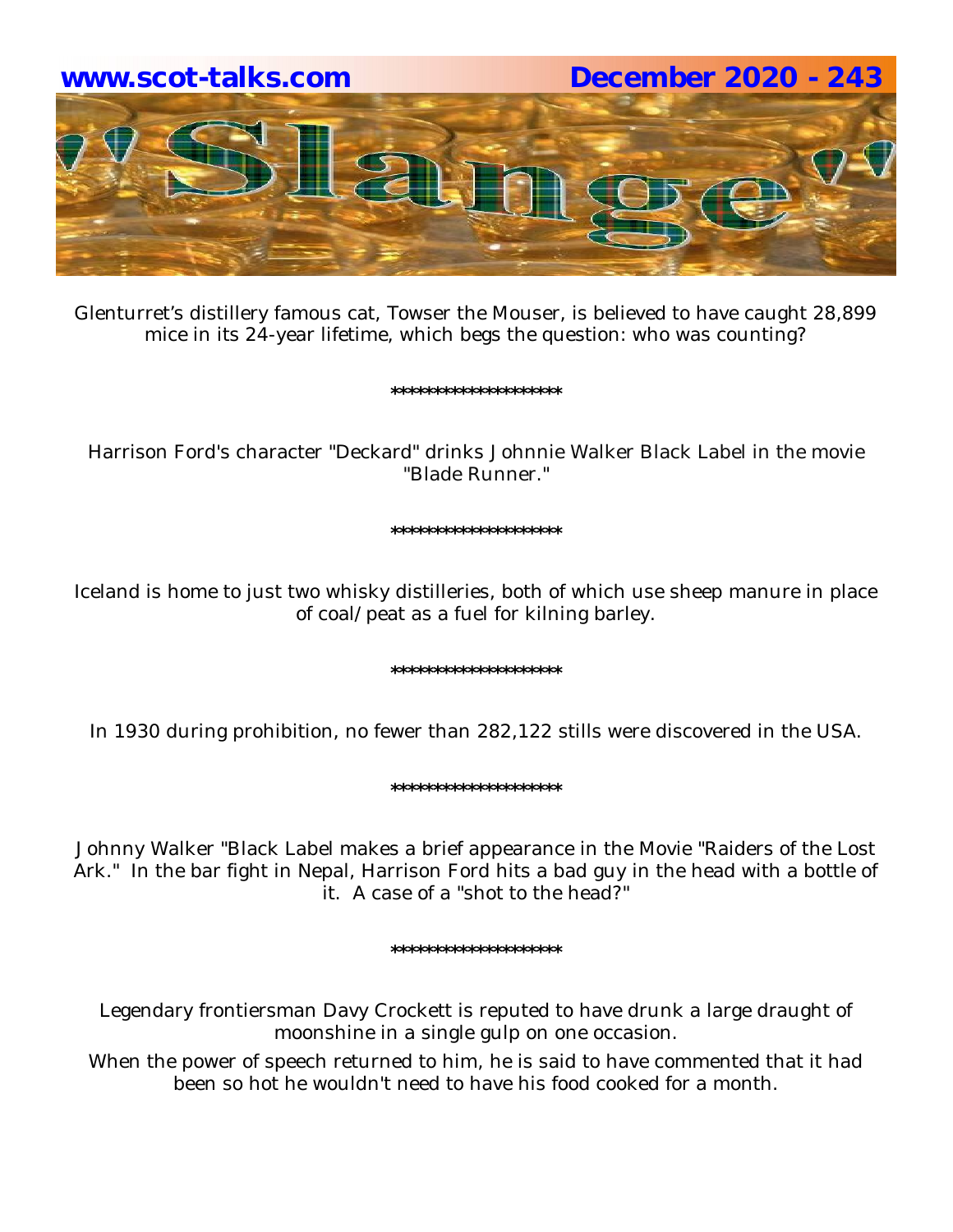Glenturret's distillery famous cat, Towser the Mouser, is believed to have caught 28,899 mice in its 24-year lifetime, which begs the question: who was counting?

********************

Harrison Ford's character "Deckard" drinks Johnnie Walker Black Label in the movie "Blade Runner."

********************

Iceland is home to just two whisky distilleries, both of which use sheep manure in place of coal/peat as a fuel for kilning barley.

********************

In 1930 during prohibition, no fewer than 282,122 stills were discovered in the USA.

********************

Johnny Walker "Black Label makes a brief appearance in the Movie "Raiders of the Lost Ark." In the bar fight in Nepal, Harrison Ford hits a bad guy in the head with a bottle of it. A case of a "shot to the head?"

********************

Legendary frontiersman Davy Crockett is reputed to have drunk a large draught of moonshine in a single gulp on one occasion.

When the power of speech returned to him, he is said to have commented that it had been so hot he wouldn't need to have his food cooked for a month.